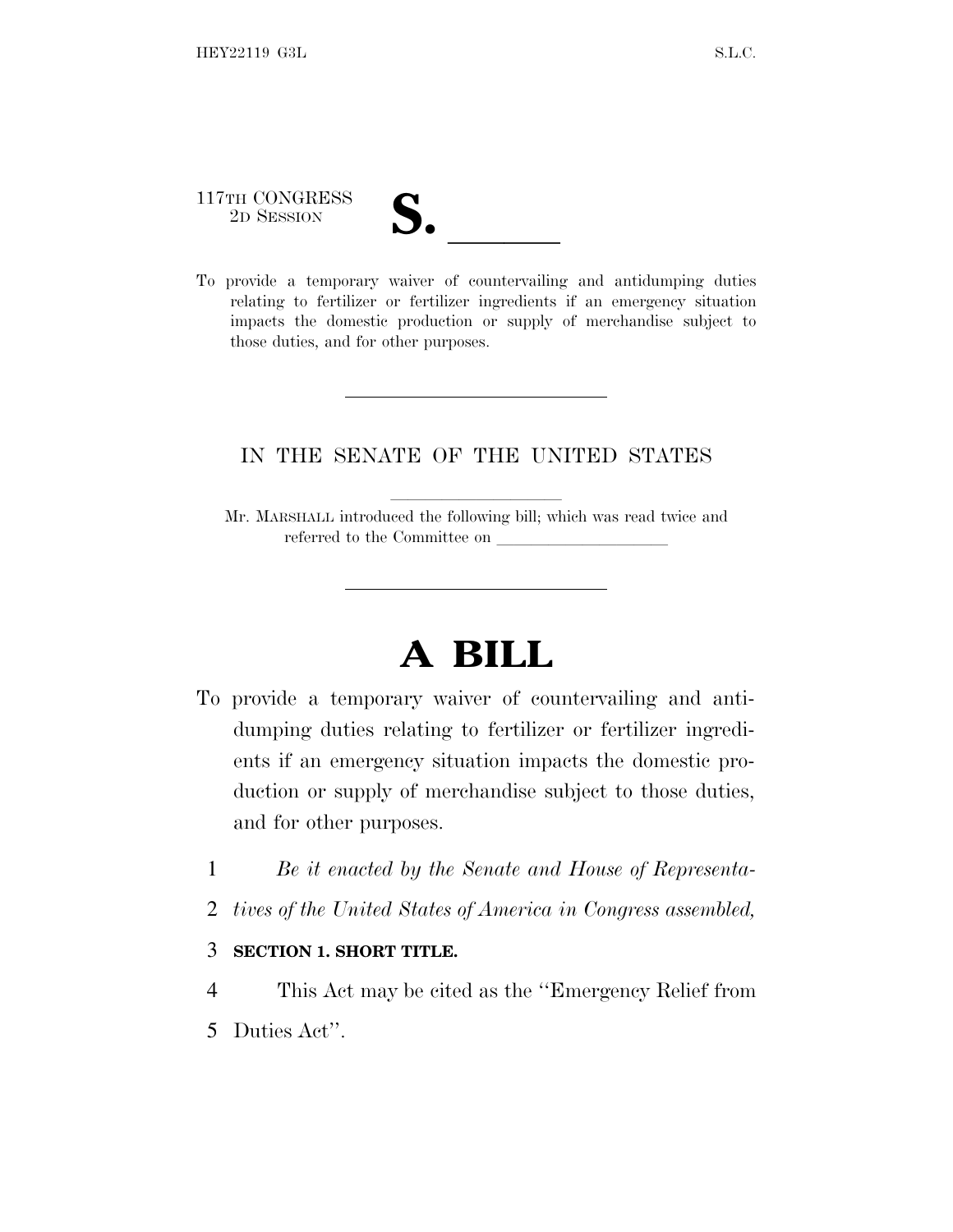117TH CONGRESS
2D SESSION

# S. \_\_\_\_\_\_

To provide a temporary waiver of countervailing and antidumping duties relating to fertilizer or fertilizer ingredients if an emergency situation impacts the domestic production or supply of merchandise subject to those duties, and for other purposes.

---

IN THE SENATE OF THE UNITED STATES

Mr. MARSHALL introduced the following bill; which was read twice and referred to the Committee on \_\_\_\_\_\_\_\_\_\_\_\_\_\_\_\_\_\_\_\_

---

# A BILL

To provide a temporary waiver of countervailing and antidumping duties relating to fertilizer or fertilizer ingredients if an emergency situation impacts the domestic production or supply of merchandise subject to those duties, and for other purposes.

1 *Be it enacted by the Senate and House of Representa-*
2 *tives of the United States of America in Congress assembled,*

3 **SECTION 1. SHORT TITLE.**

4 This Act may be cited as the ''Emergency Relief from
5 Duties Act''.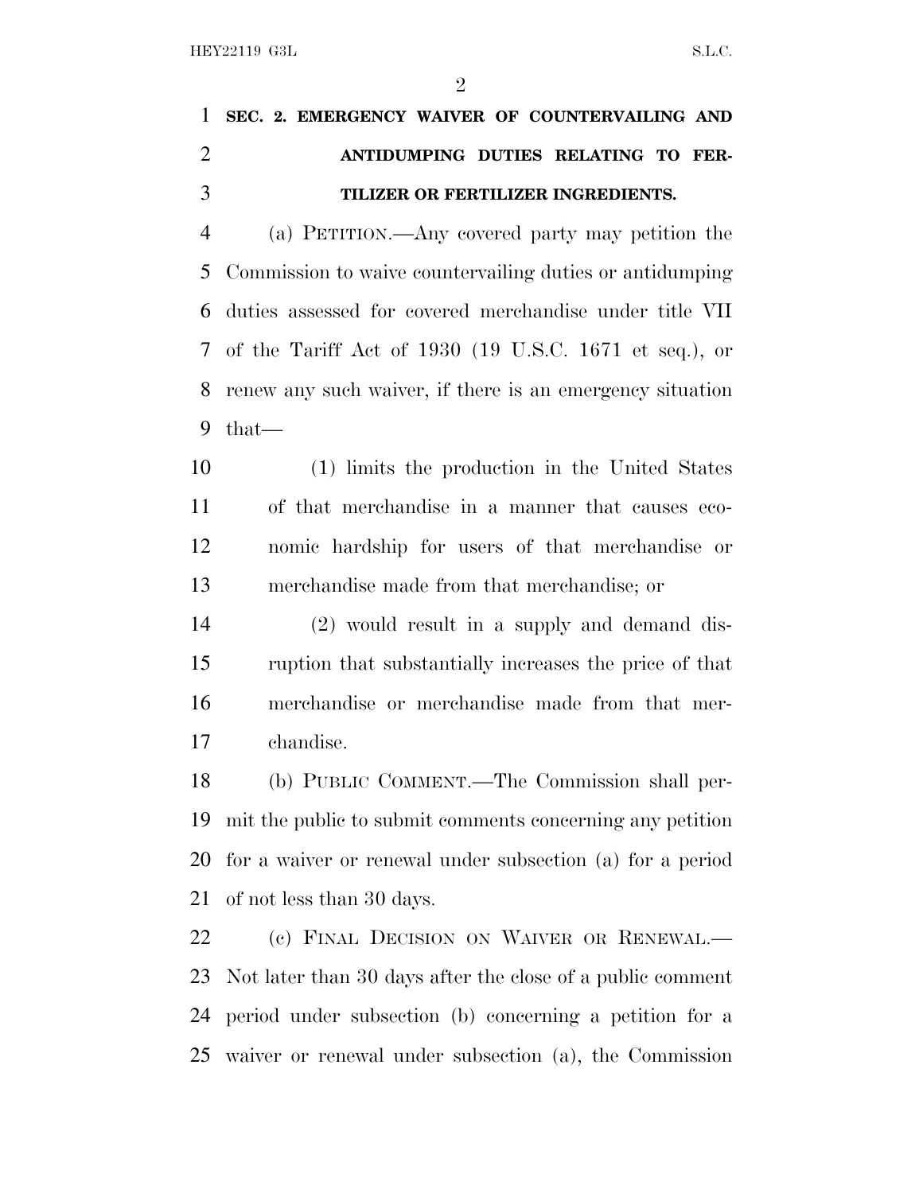## SEC. 2. EMERGENCY WAIVER OF COUNTERVAILING AND ANTIDUMPING DUTIES RELATING TO FERTILIZER OR FERTILIZER INGREDIENTS.

(a) PETITION.—Any covered party may petition the Commission to waive countervailing duties or antidumping duties assessed for covered merchandise under title VII of the Tariff Act of 1930 (19 U.S.C. 1671 et seq.), or renew any such waiver, if there is an emergency situation that—

(1) limits the production in the United States of that merchandise in a manner that causes economic hardship for users of that merchandise or merchandise made from that merchandise; or

(2) would result in a supply and demand disruption that substantially increases the price of that merchandise or merchandise made from that merchandise.

(b) PUBLIC COMMENT.—The Commission shall permit the public to submit comments concerning any petition for a waiver or renewal under subsection (a) for a period of not less than 30 days.

(c) FINAL DECISION ON WAIVER OR RENEWAL.—Not later than 30 days after the close of a public comment period under subsection (b) concerning a petition for a waiver or renewal under subsection (a), the Commission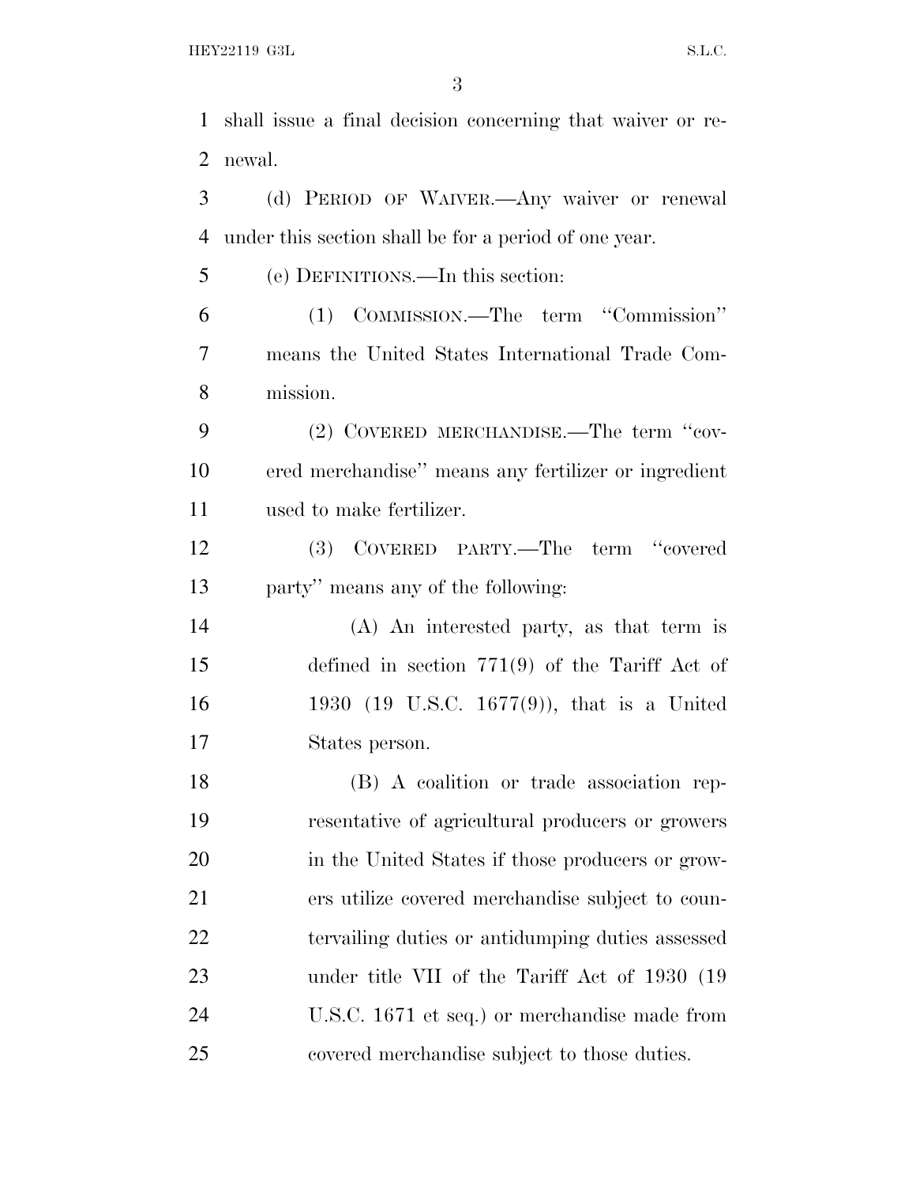shall issue a final decision concerning that waiver or renewal.

(d) PERIOD OF WAIVER.—Any waiver or renewal under this section shall be for a period of one year.

(e) DEFINITIONS.—In this section:

(1) COMMISSION.—The term "Commission" means the United States International Trade Commission.

(2) COVERED MERCHANDISE.—The term "covered merchandise" means any fertilizer or ingredient used to make fertilizer.

(3) COVERED PARTY.—The term "covered party" means any of the following:

(A) An interested party, as that term is defined in section 771(9) of the Tariff Act of 1930 (19 U.S.C. 1677(9)), that is a United States person.

(B) A coalition or trade association representative of agricultural producers or growers in the United States if those producers or growers utilize covered merchandise subject to countervailing duties or antidumping duties assessed under title VII of the Tariff Act of 1930 (19 U.S.C. 1671 et seq.) or merchandise made from covered merchandise subject to those duties.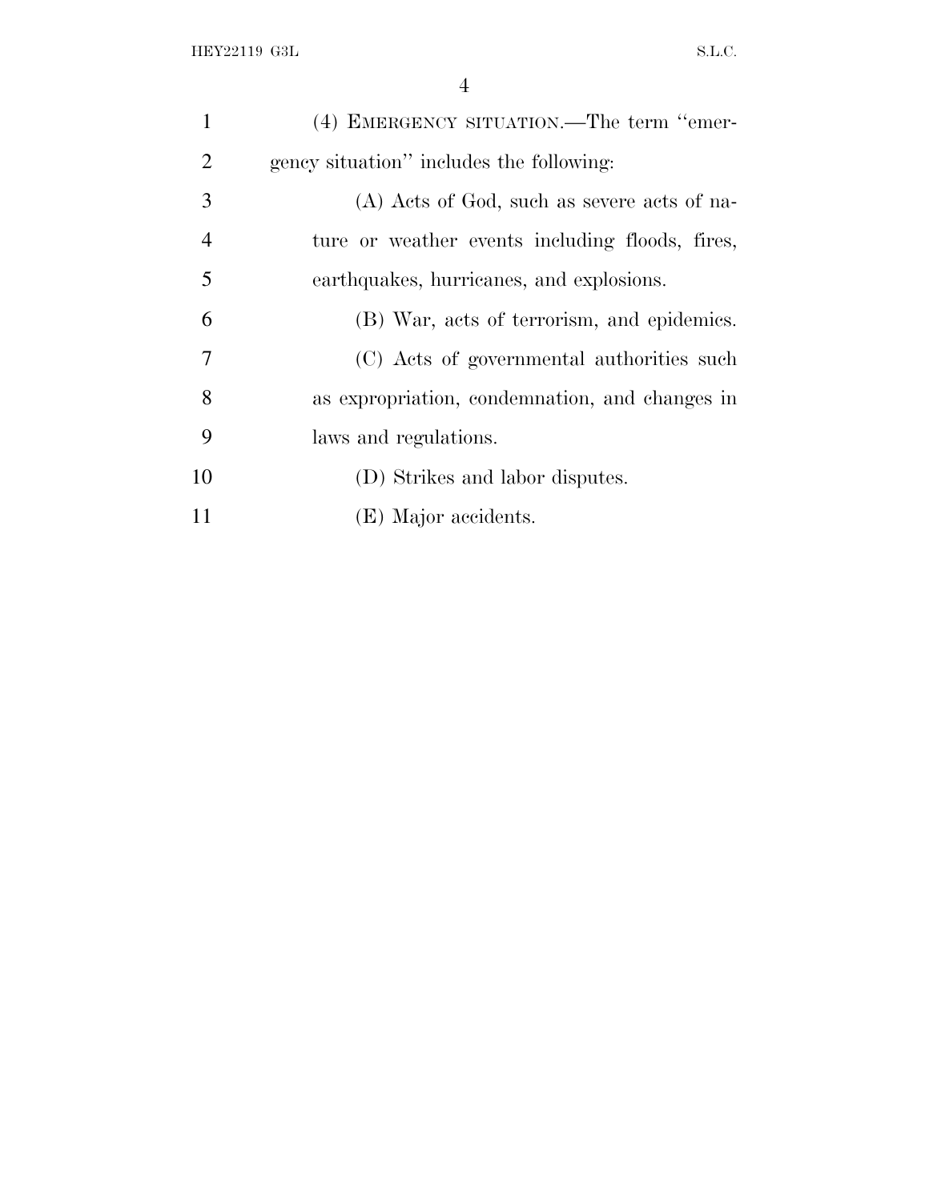(4) EMERGENCY SITUATION.—The term ''emergency situation'' includes the following:

(A) Acts of God, such as severe acts of nature or weather events including floods, fires, earthquakes, hurricanes, and explosions.

(B) War, acts of terrorism, and epidemics.

(C) Acts of governmental authorities such as expropriation, condemnation, and changes in laws and regulations.

(D) Strikes and labor disputes.

(E) Major accidents.